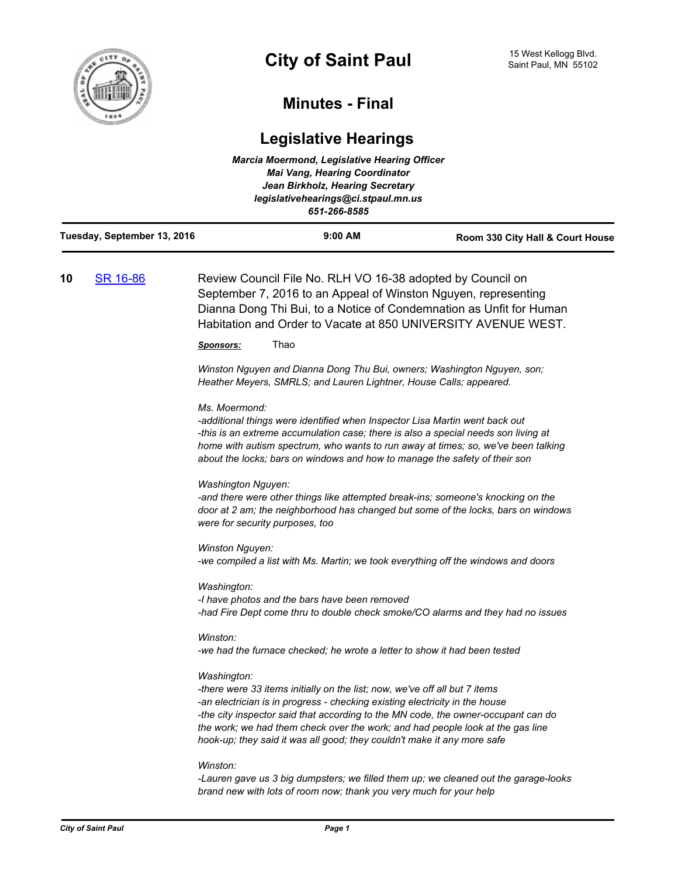# City of Saint Paul

15 West Kellogg Blvd.
Saint Paul, MN 55102

## Minutes - Final

## Legislative Hearings

*Marcia Moermond, Legislative Hearing Officer*
*Mai Vang, Hearing Coordinator*
*Jean Birkholz, Hearing Secretary*
*legislativehearings@ci.stpaul.mn.us*
*651-266-8585*

| Tuesday, September 13, 2016 | 9:00 AM | Room 330 City Hall & Court House |
|---|---|---|

**10** [SR 16-86](SR 16-86)

Review Council File No. RLH VO 16-38 adopted by Council on September 7, 2016 to an Appeal of Winston Nguyen, representing Dianna Dong Thi Bui, to a Notice of Condemnation as Unfit for Human Habitation and Order to Vacate at 850 UNIVERSITY AVENUE WEST.

***Sponsors:*** Thao

*Winston Nguyen and Dianna Dong Thu Bui, owners; Washington Nguyen, son; Heather Meyers, SMRLS; and Lauren Lightner, House Calls; appeared.*

*Ms. Moermond:*
*-additional things were identified when Inspector Lisa Martin went back out*
*-this is an extreme accumulation case; there is also a special needs son living at home with autism spectrum, who wants to run away at times; so, we've been talking about the locks; bars on windows and how to manage the safety of their son*

*Washington Nguyen:*
*-and there were other things like attempted break-ins; someone's knocking on the door at 2 am; the neighborhood has changed but some of the locks, bars on windows were for security purposes, too*

*Winston Nguyen:*
*-we compiled a list with Ms. Martin; we took everything off the windows and doors*

*Washington:*
*-I have photos and the bars have been removed*
*-had Fire Dept come thru to double check smoke/CO alarms and they had no issues*

*Winston:*
*-we had the furnace checked; he wrote a letter to show it had been tested*

*Washington:*
*-there were 33 items initially on the list; now, we've off all but 7 items*
*-an electrician is in progress - checking existing electricity in the house*
*-the city inspector said that according to the MN code, the owner-occupant can do the work; we had them check over the work; and had people look at the gas line hook-up; they said it was all good; they couldn't make it any more safe*

*Winston:*
*-Lauren gave us 3 big dumpsters; we filled them up; we cleaned out the garage-looks brand new with lots of room now; thank you very much for your help*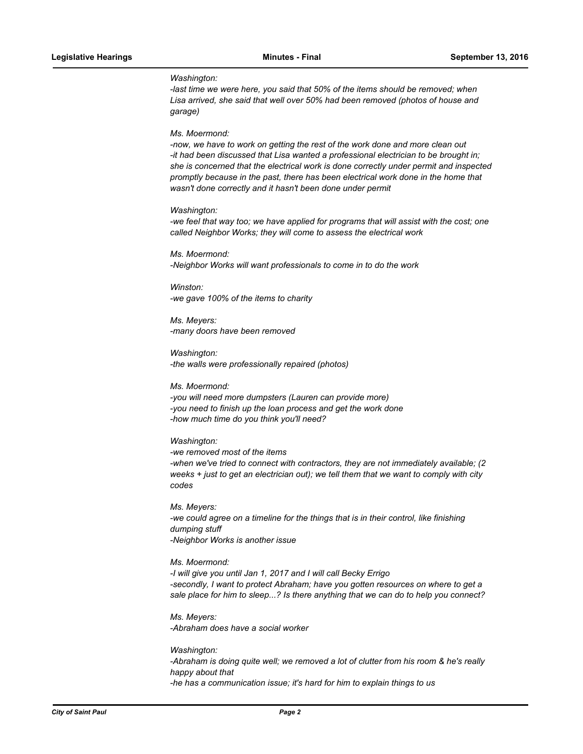*Washington:*
*-last time we were here, you said that 50% of the items should be removed; when Lisa arrived, she said that well over 50% had been removed (photos of house and garage)*

*Ms. Moermond:*
*-now, we have to work on getting the rest of the work done and more clean out*
*-it had been discussed that Lisa wanted a professional electrician to be brought in; she is concerned that the electrical work is done correctly under permit and inspected promptly because in the past, there has been electrical work done in the home that wasn't done correctly and it hasn't been done under permit*

*Washington:*
*-we feel that way too; we have applied for programs that will assist with the cost; one called Neighbor Works; they will come to assess the electrical work*

*Ms. Moermond:*
*-Neighbor Works will want professionals to come in to do the work*

*Winston:*
*-we gave 100% of the items to charity*

*Ms. Meyers:*
*-many doors have been removed*

*Washington:*
*-the walls were professionally repaired (photos)*

*Ms. Moermond:*
*-you will need more dumpsters (Lauren can provide more)*
*-you need to finish up the loan process and get the work done*
*-how much time do you think you'll need?*

*Washington:*
*-we removed most of the items*
*-when we've tried to connect with contractors, they are not immediately available; (2 weeks + just to get an electrician out); we tell them that we want to comply with city codes*

*Ms. Meyers:*
*-we could agree on a timeline for the things that is in their control, like finishing dumping stuff*
*-Neighbor Works is another issue*

*Ms. Moermond:*
*-I will give you until Jan 1, 2017 and I will call Becky Errigo*
*-secondly, I want to protect Abraham; have you gotten resources on where to get a sale place for him to sleep...? Is there anything that we can do to help you connect?*

*Ms. Meyers:*
*-Abraham does have a social worker*

*Washington:*
*-Abraham is doing quite well; we removed a lot of clutter from his room & he's really happy about that*
*-he has a communication issue; it's hard for him to explain things to us*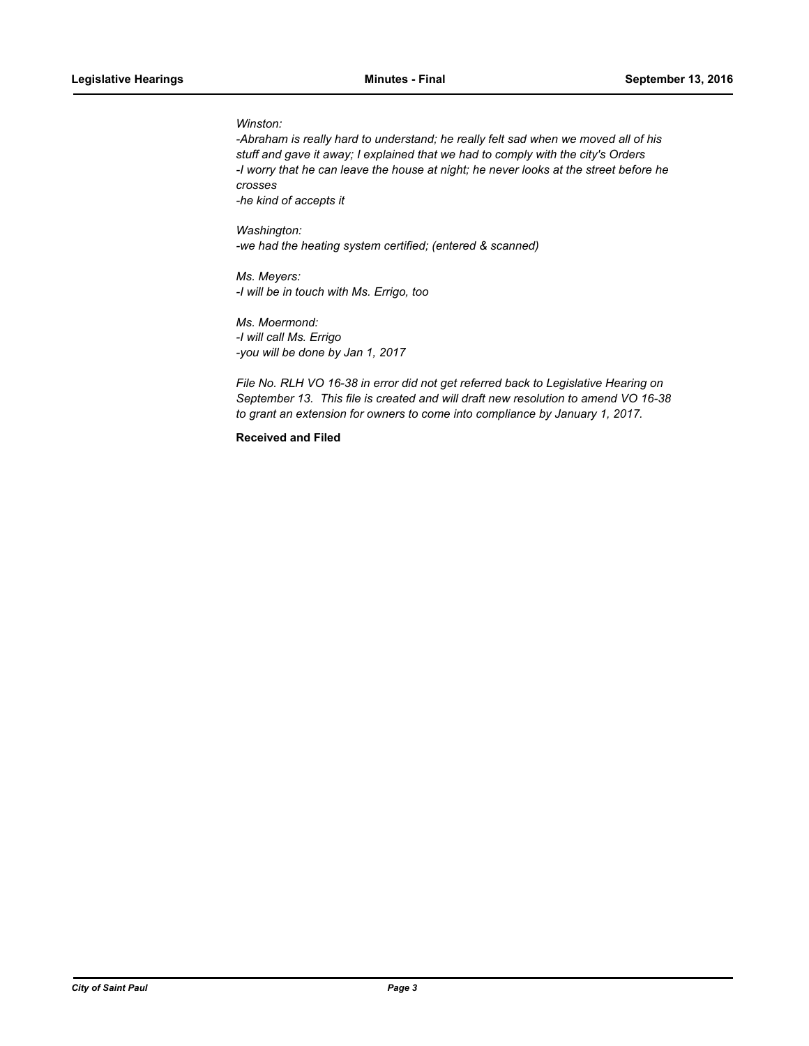*Winston:*
*-Abraham is really hard to understand; he really felt sad when we moved all of his stuff and gave it away; I explained that we had to comply with the city's Orders*
*-I worry that he can leave the house at night; he never looks at the street before he crosses*
*-he kind of accepts it*

*Washington:*
*-we had the heating system certified; (entered & scanned)*

*Ms. Meyers:*
*-I will be in touch with Ms. Errigo, too*

*Ms. Moermond:*
*-I will call Ms. Errigo*
*-you will be done by Jan 1, 2017*

*File No. RLH VO 16-38 in error did not get referred back to Legislative Hearing on September 13. This file is created and will draft new resolution to amend VO 16-38 to grant an extension for owners to come into compliance by January 1, 2017.*

**Received and Filed**